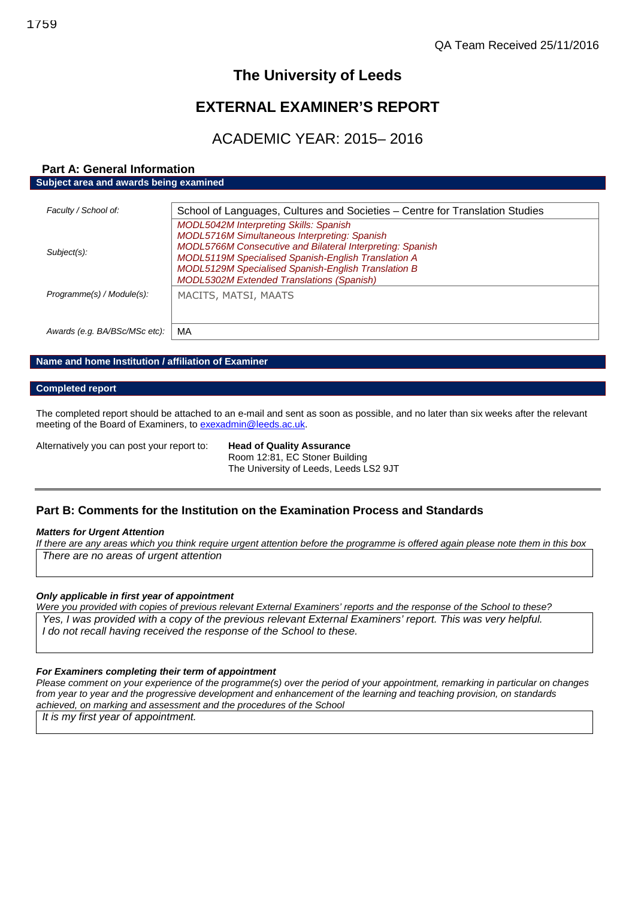1759

QA Team Received 25/11/2016

# The University of Leeds

# EXTERNAL EXAMINER'S REPORT

## ACADEMIC YEAR: 2015– 2016

### Part A: General Information

**Subject area and awards being examined**

| | |
|---|---|
| *Faculty / School of:* | School of Languages, Cultures and Societies – Centre for Translation Studies |
| *Subject(s):* | *MODL5042M Interpreting Skills: Spanish*<br>*MODL5716M Simultaneous Interpreting: Spanish*<br>*MODL5766M Consecutive and Bilateral Interpreting: Spanish*<br>*MODL5119M Specialised Spanish-English Translation A*<br>*MODL5129M Specialised Spanish-English Translation B*<br>*MODL5302M Extended Translations (Spanish)* |
| *Programme(s) / Module(s):* | MACITS, MATSI, MAATS |
| *Awards (e.g. BA/BSc/MSc etc):* | MA |

**Name and home Institution / affiliation of Examiner**

**Completed report**

The completed report should be attached to an e-mail and sent as soon as possible, and no later than six weeks after the relevant meeting of the Board of Examiners, to exexadmin@leeds.ac.uk.

Alternatively you can post your report to: **Head of Quality Assurance**
Room 12:81, EC Stoner Building
The University of Leeds, Leeds LS2 9JT

---

### Part B: Comments for the Institution on the Examination Process and Standards

***Matters for Urgent Attention***

*If there are any areas which you think require urgent attention before the programme is offered again please note them in this box*

*There are no areas of urgent attention*

***Only applicable in first year of appointment***

*Were you provided with copies of previous relevant External Examiners' reports and the response of the School to these?*

*Yes, I was provided with a copy of the previous relevant External Examiners' report. This was very helpful. I do not recall having received the response of the School to these.*

***For Examiners completing their term of appointment***

*Please comment on your experience of the programme(s) over the period of your appointment, remarking in particular on changes from year to year and the progressive development and enhancement of the learning and teaching provision, on standards achieved, on marking and assessment and the procedures of the School*

*It is my first year of appointment.*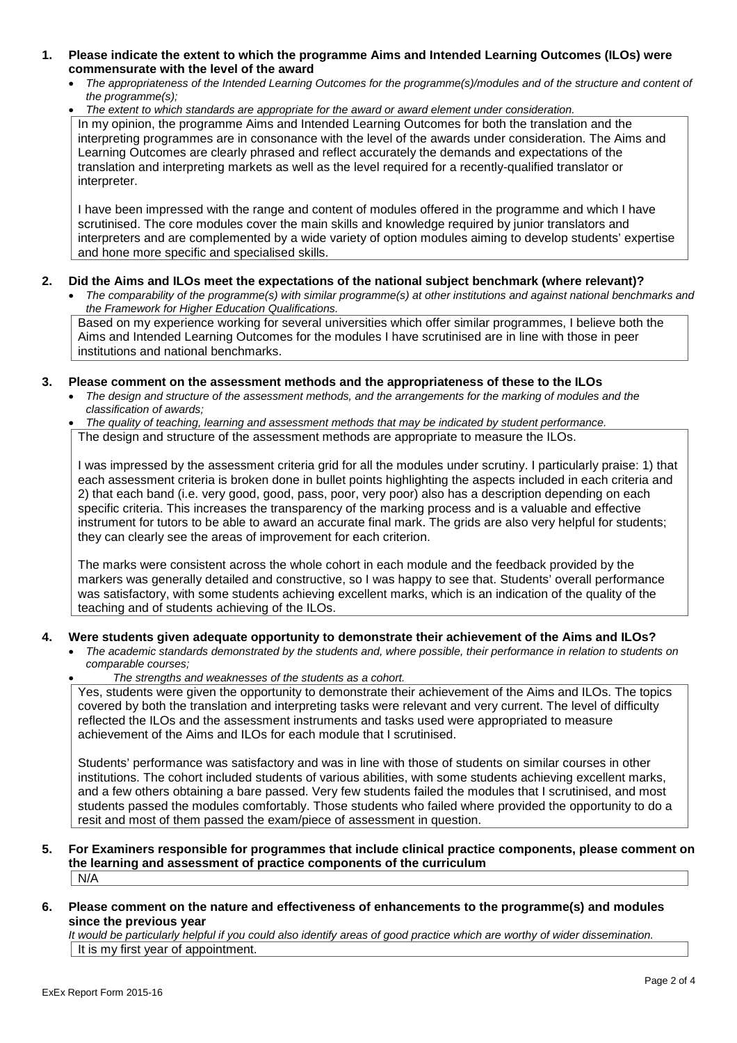**1. Please indicate the extent to which the programme Aims and Intended Learning Outcomes (ILOs) were commensurate with the level of the award**

- *The appropriateness of the Intended Learning Outcomes for the programme(s)/modules and of the structure and content of the programme(s);*
- *The extent to which standards are appropriate for the award or award element under consideration.*

In my opinion, the programme Aims and Intended Learning Outcomes for both the translation and the interpreting programmes are in consonance with the level of the awards under consideration. The Aims and Learning Outcomes are clearly phrased and reflect accurately the demands and expectations of the translation and interpreting markets as well as the level required for a recently-qualified translator or interpreter.

I have been impressed with the range and content of modules offered in the programme and which I have scrutinised. The core modules cover the main skills and knowledge required by junior translators and interpreters and are complemented by a wide variety of option modules aiming to develop students' expertise and hone more specific and specialised skills.

**2. Did the Aims and ILOs meet the expectations of the national subject benchmark (where relevant)?**

- *The comparability of the programme(s) with similar programme(s) at other institutions and against national benchmarks and the Framework for Higher Education Qualifications.*

Based on my experience working for several universities which offer similar programmes, I believe both the Aims and Intended Learning Outcomes for the modules I have scrutinised are in line with those in peer institutions and national benchmarks.

**3. Please comment on the assessment methods and the appropriateness of these to the ILOs**

- *The design and structure of the assessment methods, and the arrangements for the marking of modules and the classification of awards;*
- *The quality of teaching, learning and assessment methods that may be indicated by student performance.*

The design and structure of the assessment methods are appropriate to measure the ILOs.

I was impressed by the assessment criteria grid for all the modules under scrutiny. I particularly praise: 1) that each assessment criteria is broken done in bullet points highlighting the aspects included in each criteria and 2) that each band (i.e. very good, good, pass, poor, very poor) also has a description depending on each specific criteria. This increases the transparency of the marking process and is a valuable and effective instrument for tutors to be able to award an accurate final mark. The grids are also very helpful for students; they can clearly see the areas of improvement for each criterion.

The marks were consistent across the whole cohort in each module and the feedback provided by the markers was generally detailed and constructive, so I was happy to see that. Students' overall performance was satisfactory, with some students achieving excellent marks, which is an indication of the quality of the teaching and of students achieving of the ILOs.

**4. Were students given adequate opportunity to demonstrate their achievement of the Aims and ILOs?**

- *The academic standards demonstrated by the students and, where possible, their performance in relation to students on comparable courses;*
- *The strengths and weaknesses of the students as a cohort.*

Yes, students were given the opportunity to demonstrate their achievement of the Aims and ILOs. The topics covered by both the translation and interpreting tasks were relevant and very current. The level of difficulty reflected the ILOs and the assessment instruments and tasks used were appropriated to measure achievement of the Aims and ILOs for each module that I scrutinised.

Students' performance was satisfactory and was in line with those of students on similar courses in other institutions. The cohort included students of various abilities, with some students achieving excellent marks, and a few others obtaining a bare passed. Very few students failed the modules that I scrutinised, and most students passed the modules comfortably. Those students who failed where provided the opportunity to do a resit and most of them passed the exam/piece of assessment in question.

**5. For Examiners responsible for programmes that include clinical practice components, please comment on the learning and assessment of practice components of the curriculum**

N/A

**6. Please comment on the nature and effectiveness of enhancements to the programme(s) and modules since the previous year**

*It would be particularly helpful if you could also identify areas of good practice which are worthy of wider dissemination.*

It is my first year of appointment.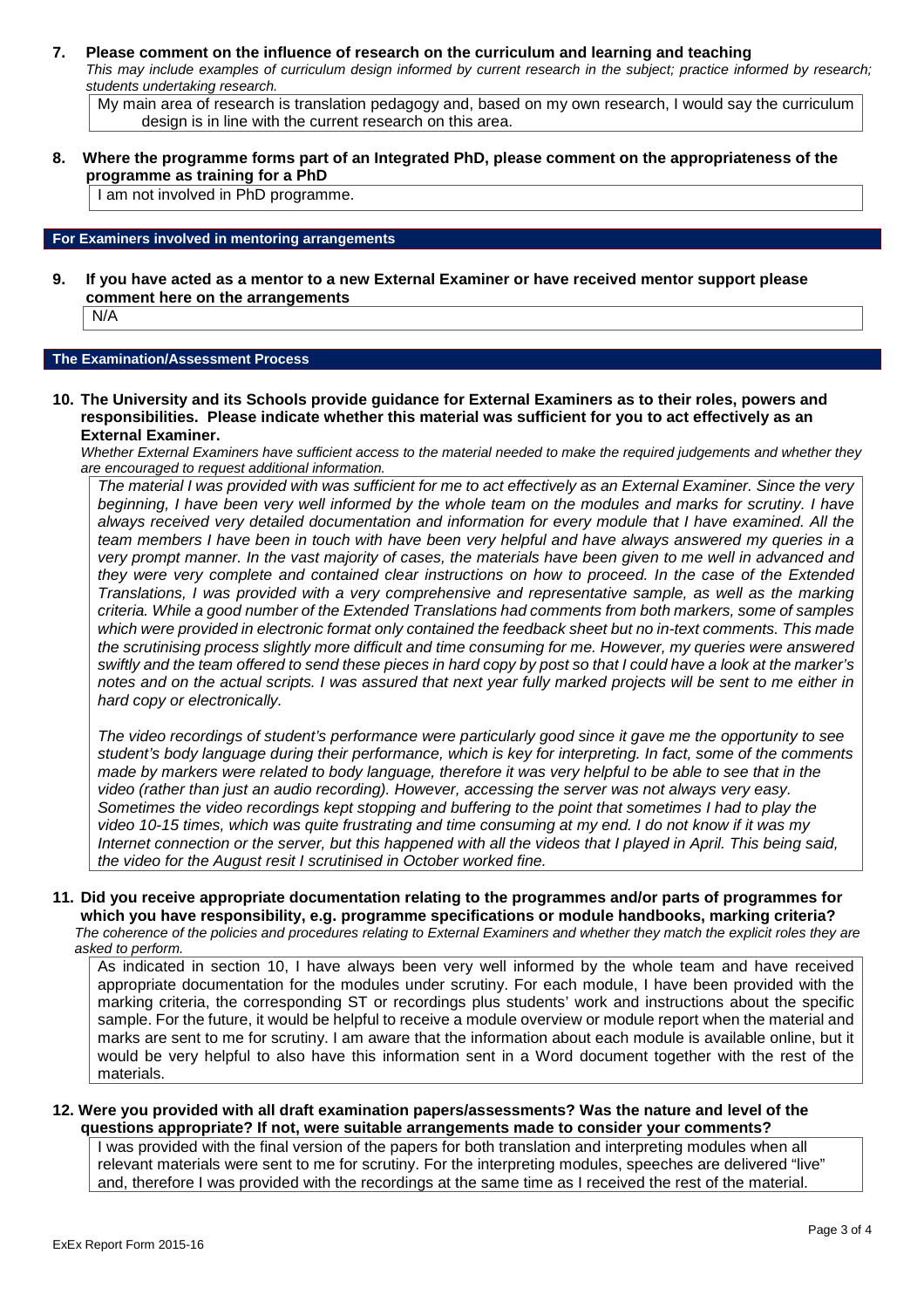**7. Please comment on the influence of research on the curriculum and learning and teaching**

*This may include examples of curriculum design informed by current research in the subject; practice informed by research; students undertaking research.*

My main area of research is translation pedagogy and, based on my own research, I would say the curriculum design is in line with the current research on this area.

**8. Where the programme forms part of an Integrated PhD, please comment on the appropriateness of the programme as training for a PhD**

I am not involved in PhD programme.

## For Examiners involved in mentoring arrangements

**9. If you have acted as a mentor to a new External Examiner or have received mentor support please comment here on the arrangements**

N/A

## The Examination/Assessment Process

**10. The University and its Schools provide guidance for External Examiners as to their roles, powers and responsibilities. Please indicate whether this material was sufficient for you to act effectively as an External Examiner.**

*Whether External Examiners have sufficient access to the material needed to make the required judgements and whether they are encouraged to request additional information.*

*The material I was provided with was sufficient for me to act effectively as an External Examiner. Since the very beginning, I have been very well informed by the whole team on the modules and marks for scrutiny. I have always received very detailed documentation and information for every module that I have examined. All the team members I have been in touch with have been very helpful and have always answered my queries in a very prompt manner. In the vast majority of cases, the materials have been given to me well in advanced and they were very complete and contained clear instructions on how to proceed. In the case of the Extended Translations, I was provided with a very comprehensive and representative sample, as well as the marking criteria. While a good number of the Extended Translations had comments from both markers, some of samples which were provided in electronic format only contained the feedback sheet but no in-text comments. This made the scrutinising process slightly more difficult and time consuming for me. However, my queries were answered swiftly and the team offered to send these pieces in hard copy by post so that I could have a look at the marker's notes and on the actual scripts. I was assured that next year fully marked projects will be sent to me either in hard copy or electronically.*

*The video recordings of student's performance were particularly good since it gave me the opportunity to see student's body language during their performance, which is key for interpreting. In fact, some of the comments made by markers were related to body language, therefore it was very helpful to be able to see that in the video (rather than just an audio recording). However, accessing the server was not always very easy. Sometimes the video recordings kept stopping and buffering to the point that sometimes I had to play the video 10-15 times, which was quite frustrating and time consuming at my end. I do not know if it was my Internet connection or the server, but this happened with all the videos that I played in April. This being said, the video for the August resit I scrutinised in October worked fine.*

**11. Did you receive appropriate documentation relating to the programmes and/or parts of programmes for which you have responsibility, e.g. programme specifications or module handbooks, marking criteria?**

*The coherence of the policies and procedures relating to External Examiners and whether they match the explicit roles they are asked to perform.*

As indicated in section 10, I have always been very well informed by the whole team and have received appropriate documentation for the modules under scrutiny. For each module, I have been provided with the marking criteria, the corresponding ST or recordings plus students' work and instructions about the specific sample. For the future, it would be helpful to receive a module overview or module report when the material and marks are sent to me for scrutiny. I am aware that the information about each module is available online, but it would be very helpful to also have this information sent in a Word document together with the rest of the materials.

**12. Were you provided with all draft examination papers/assessments? Was the nature and level of the questions appropriate? If not, were suitable arrangements made to consider your comments?**

I was provided with the final version of the papers for both translation and interpreting modules when all relevant materials were sent to me for scrutiny. For the interpreting modules, speeches are delivered "live" and, therefore I was provided with the recordings at the same time as I received the rest of the material.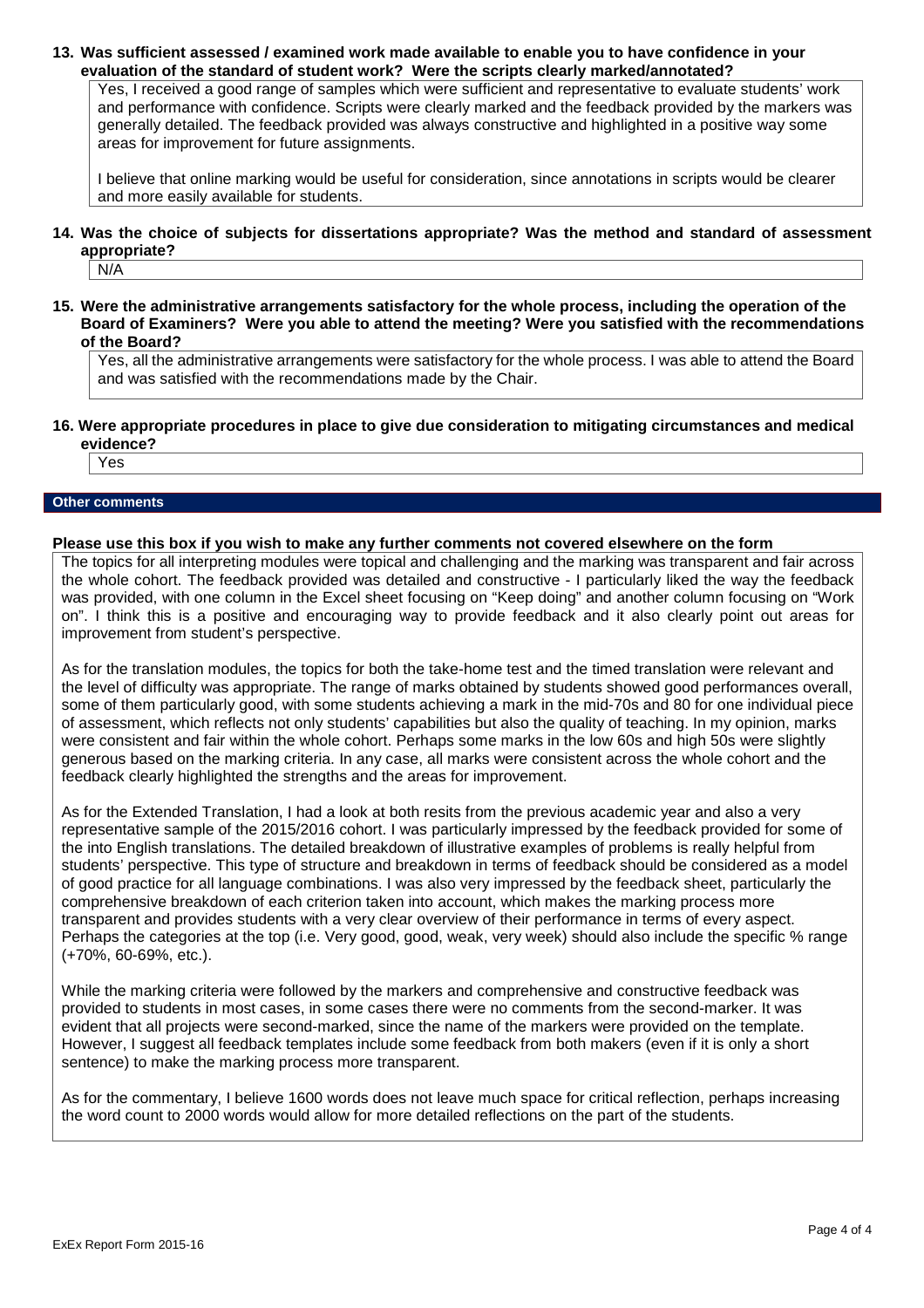**13. Was sufficient assessed / examined work made available to enable you to have confidence in your evaluation of the standard of student work? Were the scripts clearly marked/annotated?**

Yes, I received a good range of samples which were sufficient and representative to evaluate students' work and performance with confidence. Scripts were clearly marked and the feedback provided by the markers was generally detailed. The feedback provided was always constructive and highlighted in a positive way some areas for improvement for future assignments.

I believe that online marking would be useful for consideration, since annotations in scripts would be clearer and more easily available for students.

**14. Was the choice of subjects for dissertations appropriate? Was the method and standard of assessment appropriate?**

N/A

**15. Were the administrative arrangements satisfactory for the whole process, including the operation of the Board of Examiners? Were you able to attend the meeting? Were you satisfied with the recommendations of the Board?**

Yes, all the administrative arrangements were satisfactory for the whole process. I was able to attend the Board and was satisfied with the recommendations made by the Chair.

**16. Were appropriate procedures in place to give due consideration to mitigating circumstances and medical evidence?**

Yes

## Other comments

**Please use this box if you wish to make any further comments not covered elsewhere on the form**

The topics for all interpreting modules were topical and challenging and the marking was transparent and fair across the whole cohort. The feedback provided was detailed and constructive - I particularly liked the way the feedback was provided, with one column in the Excel sheet focusing on "Keep doing" and another column focusing on "Work on". I think this is a positive and encouraging way to provide feedback and it also clearly point out areas for improvement from student's perspective.

As for the translation modules, the topics for both the take-home test and the timed translation were relevant and the level of difficulty was appropriate. The range of marks obtained by students showed good performances overall, some of them particularly good, with some students achieving a mark in the mid-70s and 80 for one individual piece of assessment, which reflects not only students' capabilities but also the quality of teaching. In my opinion, marks were consistent and fair within the whole cohort. Perhaps some marks in the low 60s and high 50s were slightly generous based on the marking criteria. In any case, all marks were consistent across the whole cohort and the feedback clearly highlighted the strengths and the areas for improvement.

As for the Extended Translation, I had a look at both resits from the previous academic year and also a very representative sample of the 2015/2016 cohort. I was particularly impressed by the feedback provided for some of the into English translations. The detailed breakdown of illustrative examples of problems is really helpful from students' perspective. This type of structure and breakdown in terms of feedback should be considered as a model of good practice for all language combinations. I was also very impressed by the feedback sheet, particularly the comprehensive breakdown of each criterion taken into account, which makes the marking process more transparent and provides students with a very clear overview of their performance in terms of every aspect. Perhaps the categories at the top (i.e. Very good, good, weak, very week) should also include the specific % range (+70%, 60-69%, etc.).

While the marking criteria were followed by the markers and comprehensive and constructive feedback was provided to students in most cases, in some cases there were no comments from the second-marker. It was evident that all projects were second-marked, since the name of the markers were provided on the template. However, I suggest all feedback templates include some feedback from both makers (even if it is only a short sentence) to make the marking process more transparent.

As for the commentary, I believe 1600 words does not leave much space for critical reflection, perhaps increasing the word count to 2000 words would allow for more detailed reflections on the part of the students.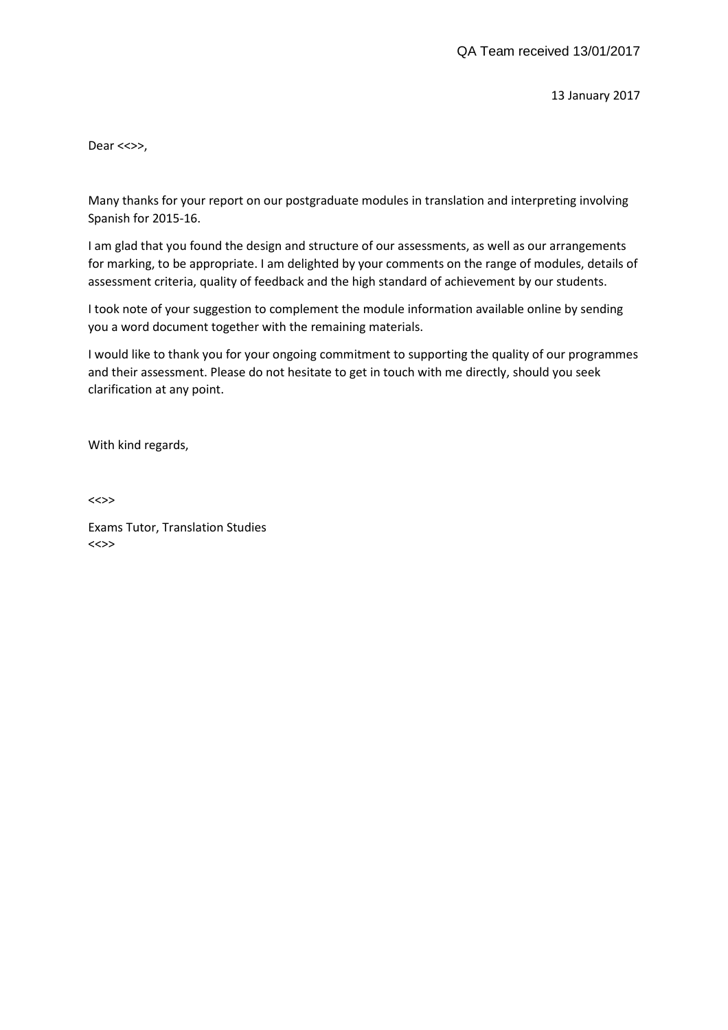QA Team received 13/01/2017

13 January 2017

Dear <<>>,

Many thanks for your report on our postgraduate modules in translation and interpreting involving Spanish for 2015-16.

I am glad that you found the design and structure of our assessments, as well as our arrangements for marking, to be appropriate. I am delighted by your comments on the range of modules, details of assessment criteria, quality of feedback and the high standard of achievement by our students.

I took note of your suggestion to complement the module information available online by sending you a word document together with the remaining materials.

I would like to thank you for your ongoing commitment to supporting the quality of our programmes and their assessment. Please do not hesitate to get in touch with me directly, should you seek clarification at any point.

With kind regards,

<<>>

Exams Tutor, Translation Studies
<<>>